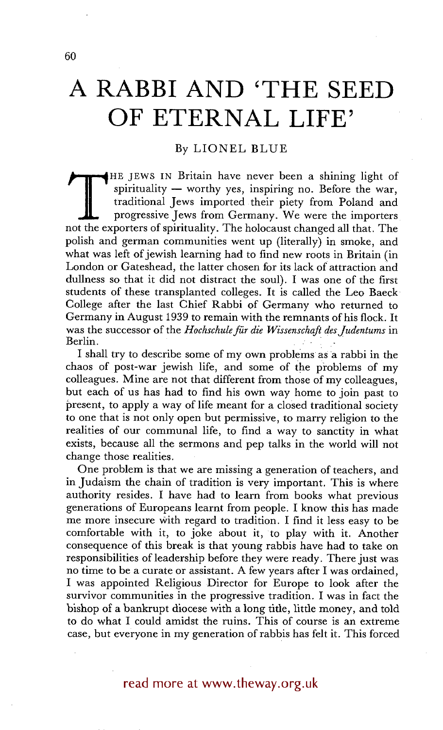# A RABBI AND 'THE SEED OF ETERNAL LIFE'

By LIONEL BLUE

THE JEWS IN Britain have never been a shining light of spirituality — worthy yes, inspiring no. Before the war, traditional Jews imported their piety from Poland and progressive Jews from Germany. We were the importers not the exporters of spirituality. The holocaust changed all that. The polish and german communities went up (literally) in smoke, and what was left of jewish learning had to find new roots in Britain (in London or Gateshead, the latter chosen for its lack of attraction and dullness so that it did not distract the soul). I was one of the first students of these transplanted colleges. It is called the Leo Baeck College after the last Chief Rabbi of Germany who returned to Germany in August 1939 to remain with the remnants of his flock. It was the successor of the *Hochschule für die Wissenschaft des Judentums* in Berlin.

I shall try to describe some of my own problems as a rabbi in the chaos of post-war jewish life, and some of the problems of my colleagues. Mine are not that different from those of my colleagues, but each of us has had to find his own way home to join past to present, to apply a way of life meant for a closed traditional society to one that is not only open but permissive, to marry religion to the realities of our communal life, to find a way to sanctity in what exists, because all the sermons and pep talks in the world will not change those realities.

One problem is that we are missing a generation of teachers, and in Judaism the chain of tradition is very important. This is where authority resides. I have had to learn from books what previous generations of Europeans learnt from people. I know this has made me more insecure with regard to tradition. I find it less easy to be comfortable with it, to joke about it, to play with it. Another consequence of this break is that young rabbis have had to take on responsibilities of leadership before they were ready. There just was no time to be a curate or assistant. A few years after I was ordained, I was appointed Religious Director for Europe to look after the survivor communities in the progressive tradition. I was in fact the bishop of a bankrupt diocese with a long title, little money, and told to do what I could amidst the ruins. This of course is an extreme case, but everyone in my generation of rabbis has felt it. This forced

read more at www.theway.org.uk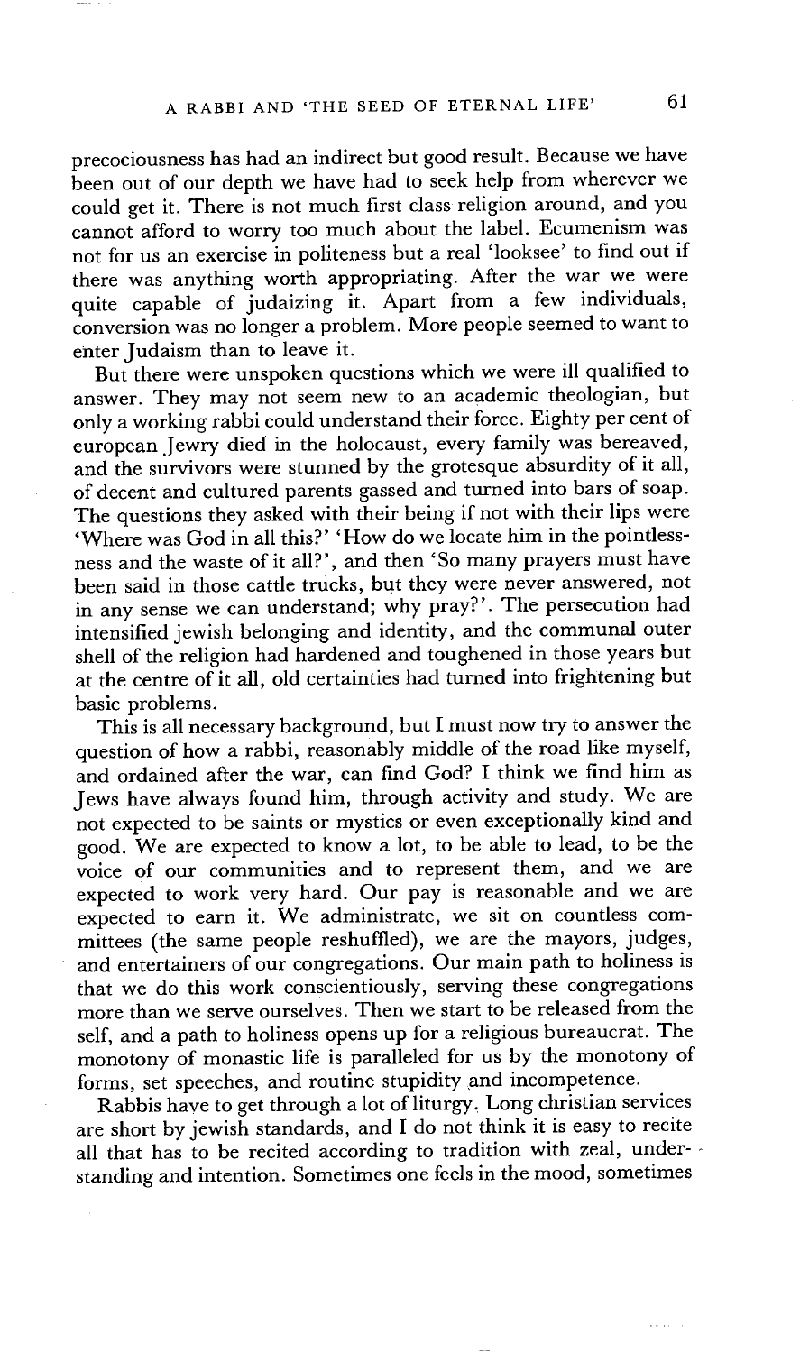precociousness has had an indirect but good result. Because we have been out of our depth we have had to seek help from wherever we could get it. There is not much first class religion around, and you cannot afford to worry too much about the label. Ecumenism was not for us an exercise in politeness but a real 'looksee' to find out if there was anything worth appropriating. After the war we were quite capable of judaizing it. Apart from a few individuals, conversion was no longer a problem. More people seemed to want to enter Judaism than to leave it.

But there were unspoken questions which we were ill qualified to answer. They may not seem new to an academic theologian, but only a working rabbi could understand their force. Eighty per cent of european Jewry died in the holocaust, every family was bereaved, and the survivors were stunned by the grotesque absurdity of it all, of decent and cultured parents gassed and turned into bars of soap. The questions they asked with their being if not with their lips were 'Where was God in all this?' 'How do we locate him in the pointlessness and the waste of it all?', and then 'So many prayers must have been said in those cattle trucks, but they were never answered, not in any sense we can understand; why pray?'. The persecution had intensified jewish belonging and identity, and the communal outer shell of the religion had hardened and toughened in those years but at the centre of it all, old certainties had turned into frightening but basic problems.

This is all necessary background, but I must now try to answer the question of how a rabbi, reasonably middle of the road like myself, and ordained after the war, can find God? I think we find him as Jews have always found him, through activity and study. We are not expected to be saints or mystics or even exceptionally kind and good. We are expected to know a lot, to be able to lead, to be the voice of our communities and to represent them, and we are expected to work very hard. Our pay is reasonable and we are expected to earn it. We administrate, we sit on countless committees (the same people reshuffled), we are the mayors, judges, and entertainers of our congregations. Our main path to holiness is that we do this work conscientiously, serving these congregations more than we serve ourselves. Then we start to be released from the self, and a path to holiness opens up for a religious bureaucrat. The monotony of monastic life is paralleled for us by the monotony of forms, set speeches, and routine stupidity and incompetence.

Rabbis have to get through a lot of liturgy. Long christian services are short by jewish standards, and I do not think it is easy to recite all that has to be recited according to tradition with zeal, understanding and intention. Sometimes one feels in the mood, sometimes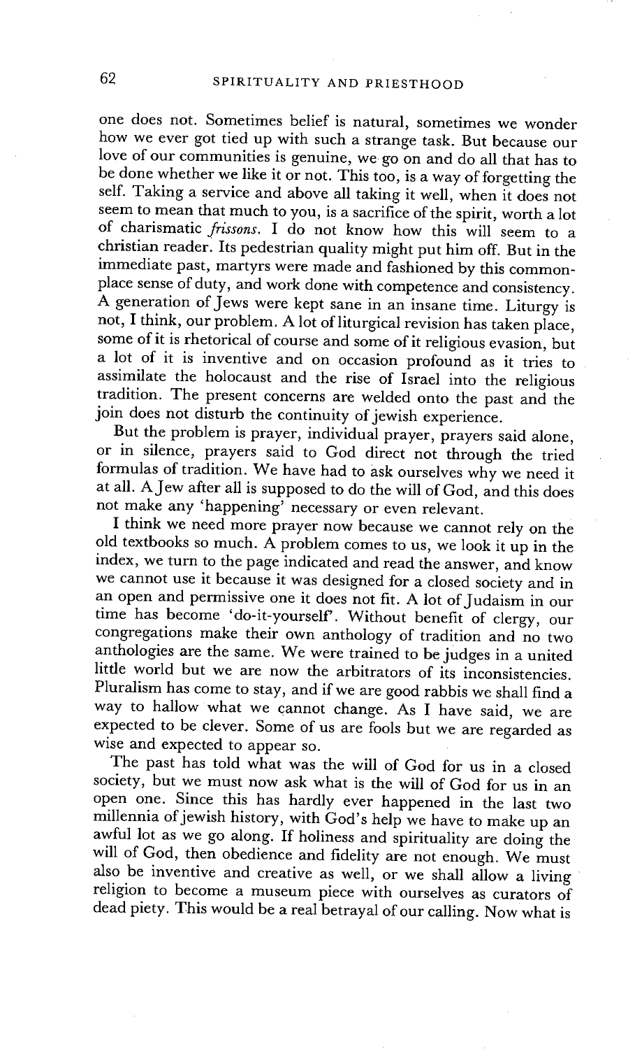one does not. Sometimes belief is natural, sometimes we wonder how we ever got tied up with such a strange task. But because our love of our communities is genuine, we go on and do all that has to be done whether we like it or not. This too, is a way of forgetting the self. Taking a service and above all taking it well, when it does not seem to mean that much to you, is a sacrifice of the spirit, worth a lot of charismatic *frissons*. I do not know how this will seem to a christian reader. Its pedestrian quality might put him off. But in the immediate past, martyrs were made and fashioned by this commonplace sense of duty, and work done with competence and consistency. A generation of Jews were kept sane in an insane time. Liturgy is not, I think, our problem. A lot of liturgical revision has taken place, some of it is rhetorical of course and some of it religious evasion, but a lot of it is inventive and on occasion profound as it tries to assimilate the holocaust and the rise of Israel into the religious tradition. The present concerns are welded onto the past and the join does not disturb the continuity of jewish experience.

But the problem is prayer, individual prayer, prayers said alone, or in silence, prayers said to God direct not through the tried formulas of tradition. We have had to ask ourselves why we need it at all. A Jew after all is supposed to do the will of God, and this does not make any 'happening' necessary or even relevant.

I think we need more prayer now because we cannot rely on the old textbooks so much. A problem comes to us, we look it up in the index, we turn to the page indicated and read the answer, and know we cannot use it because it was designed for a closed society and in an open and permissive one it does not fit. A lot of Judaism in our time has become 'do-it-yourself'. Without benefit of clergy, our congregations make their own anthology of tradition and no two anthologies are the same. We were trained to be judges in a united little world but we are now the arbitrators of its inconsistencies. Pluralism has come to stay, and if we are good rabbis we shall find a way to hallow what we cannot change. As I have said, we are expected to be clever. Some of us are fools but we are regarded as wise and expected to appear so.

The past has told what was the will of God for us in a closed society, but we must now ask what is the will of God for us in an open one. Since this has hardly ever happened in the last two millennia of jewish history, with God's help we have to make up an awful lot as we go along. If holiness and spirituality are doing the will of God, then obedience and fidelity are not enough. We must also be inventive and creative as well, or we shall allow a living religion to become a museum piece with ourselves as curators of dead piety. This would be a real betrayal of our calling. Now what is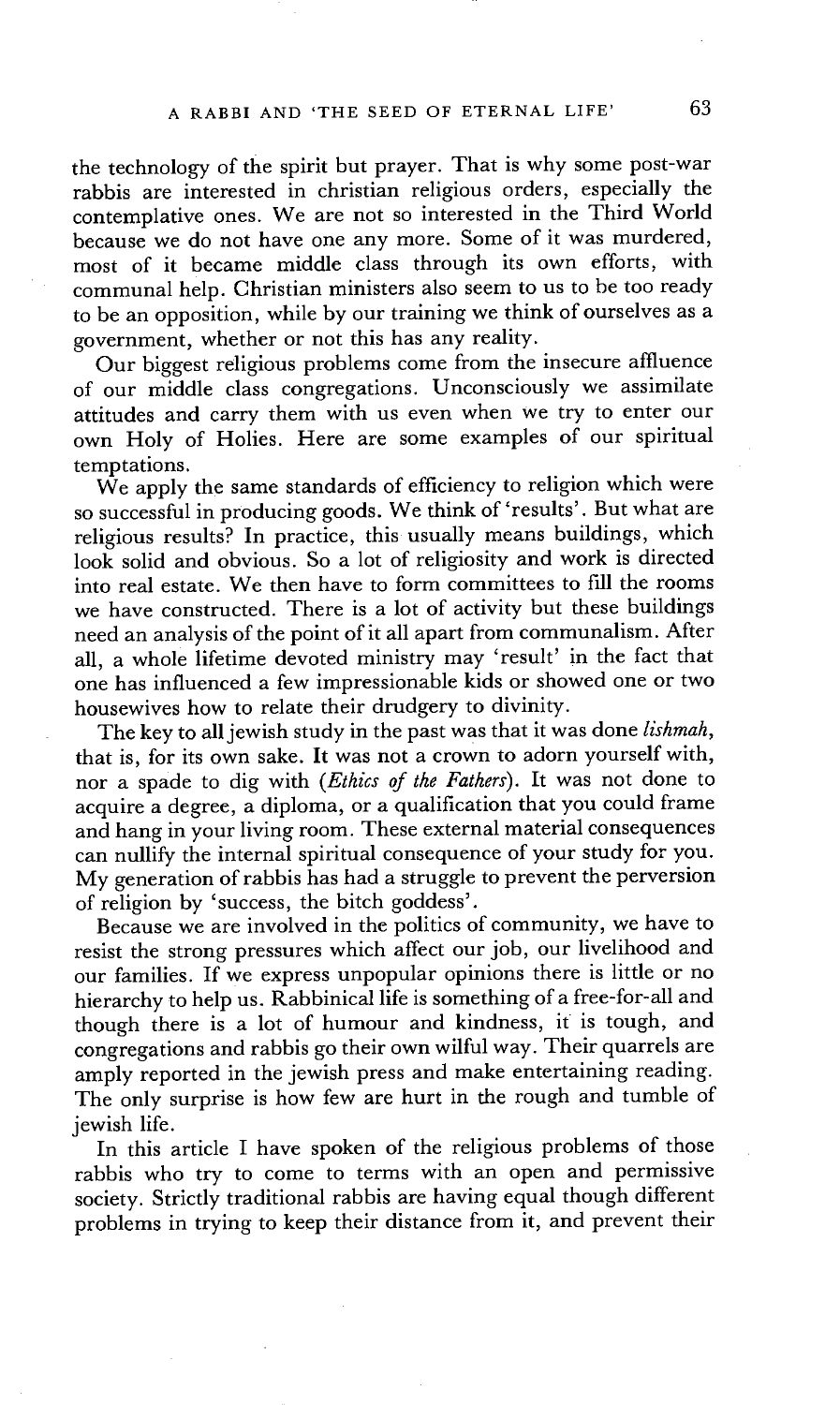the technology of the spirit but prayer. That is why some post-war rabbis are interested in christian religious orders, especially the contemplative ones. We are not so interested in the Third World because we do not have one any more. Some of it was murdered, most of it became middle class through its own efforts, with communal help. Christian ministers also seem to us to be too ready to be an opposition, while by our training we think of ourselves as a government, whether or not this has any reality.

Our biggest religious problems come from the insecure affluence of our middle class congregations. Unconsciously we assimilate attitudes and carry them with us even when we try to enter our own Holy of Holies. Here are some examples of our spiritual temptations.

We apply the same standards of efficiency to religion which were so successful in producing goods. We think of 'results'. But what are religious results? In practice, this usually means buildings, which look solid and obvious. So a lot of religiosity and work is directed into real estate. We then have to form committees to fill the rooms we have constructed. There is a lot of activity but these buildings need an analysis of the point of it all apart from communalism. After all, a whole lifetime devoted ministry may 'result' in the fact that one has influenced a few impressionable kids or showed one or two housewives how to relate their drudgery to divinity.

The key to all jewish study in the past was that it was done *lishmah*, that is, for its own sake. It was not a crown to adorn yourself with, nor a spade to dig with (*Ethics of the Fathers*). It was not done to acquire a degree, a diploma, or a qualification that you could frame and hang in your living room. These external material consequences can nullify the internal spiritual consequence of your study for you. My generation of rabbis has had a struggle to prevent the perversion of religion by 'success, the bitch goddess'.

Because we are involved in the politics of community, we have to resist the strong pressures which affect our job, our livelihood and our families. If we express unpopular opinions there is little or no hierarchy to help us. Rabbinical life is something of a free-for-all and though there is a lot of humour and kindness, it is tough, and congregations and rabbis go their own wilful way. Their quarrels are amply reported in the jewish press and make entertaining reading. The only surprise is how few are hurt in the rough and tumble of jewish life.

In this article I have spoken of the religious problems of those rabbis who try to come to terms with an open and permissive society. Strictly traditional rabbis are having equal though different problems in trying to keep their distance from it, and prevent their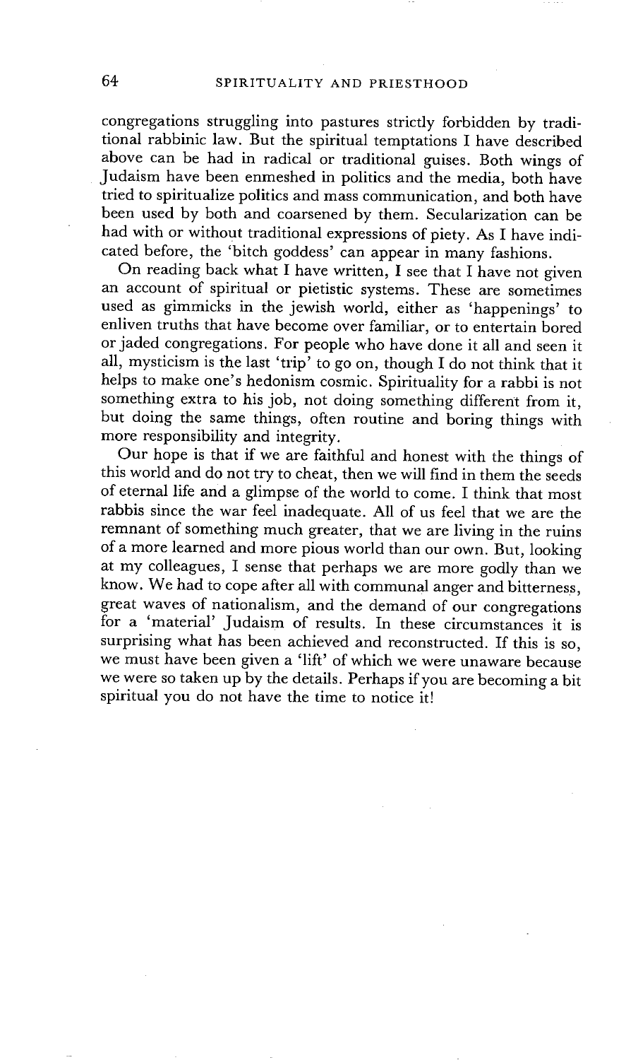congregations struggling into pastures strictly forbidden by traditional rabbinic law. But the spiritual temptations I have described above can be had in radical or traditional guises. Both wings of Judaism have been enmeshed in politics and the media, both have tried to spiritualize politics and mass communication, and both have been used by both and coarsened by them. Secularization can be had with or without traditional expressions of piety. As I have indicated before, the 'bitch goddess' can appear in many fashions.

On reading back what I have written, I see that I have not given an account of spiritual or pietistic systems. These are sometimes used as gimmicks in the jewish world, either as 'happenings' to enliven truths that have become over familiar, or to entertain bored or jaded congregations. For people who have done it all and seen it all, mysticism is the last 'trip' to go on, though I do not think that it helps to make one's hedonism cosmic. Spirituality for a rabbi is not something extra to his job, not doing something different from it, but doing the same things, often routine and boring things with more responsibility and integrity.

Our hope is that if we are faithful and honest with the things of this world and do not try to cheat, then we will find in them the seeds of eternal life and a glimpse of the world to come. I think that most rabbis since the war feel inadequate. All of us feel that we are the remnant of something much greater, that we are living in the ruins of a more learned and more pious world than our own. But, looking at my colleagues, I sense that perhaps we are more godly than we know. We had to cope after all with communal anger and bitterness, great waves of nationalism, and the demand of our congregations for a 'material' Judaism of results. In these circumstances it is surprising what has been achieved and reconstructed. If this is so, we must have been given a 'lift' of which we were unaware because we were so taken up by the details. Perhaps if you are becoming a bit spiritual you do not have the time to notice it!